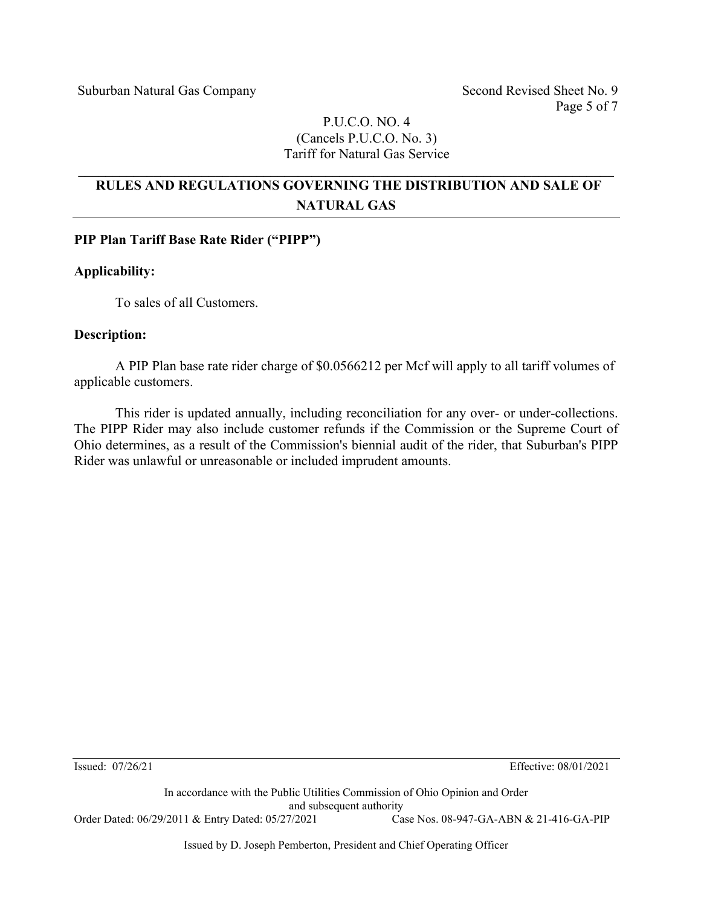Suburban Natural Gas Company

Second Revised Sheet No. 9

P.U.C.O. NO. 4
(Cancels P.U.C.O. No. 3)
Tariff for Natural Gas Service

# RULES AND REGULATIONS GOVERNING THE DISTRIBUTION AND SALE OF NATURAL GAS

**PIP Plan Tariff Base Rate Rider ("PIPP")**

**Applicability:**

To sales of all Customers.

**Description:**

A PIP Plan base rate rider charge of $0.0566212 per Mcf will apply to all tariff volumes of applicable customers.

This rider is updated annually, including reconciliation for any over- or under-collections. The PIPP Rider may also include customer refunds if the Commission or the Supreme Court of Ohio determines, as a result of the Commission's biennial audit of the rider, that Suburban's PIPP Rider was unlawful or unreasonable or included imprudent amounts.

Issued: 07/26/21 Effective: 08/01/2021

In accordance with the Public Utilities Commission of Ohio Opinion and Order and subsequent authority

Order Dated: 06/29/2011 & Entry Dated: 05/27/2021 Case Nos. 08-947-GA-ABN & 21-416-GA-PIP

Issued by D. Joseph Pemberton, President and Chief Operating Officer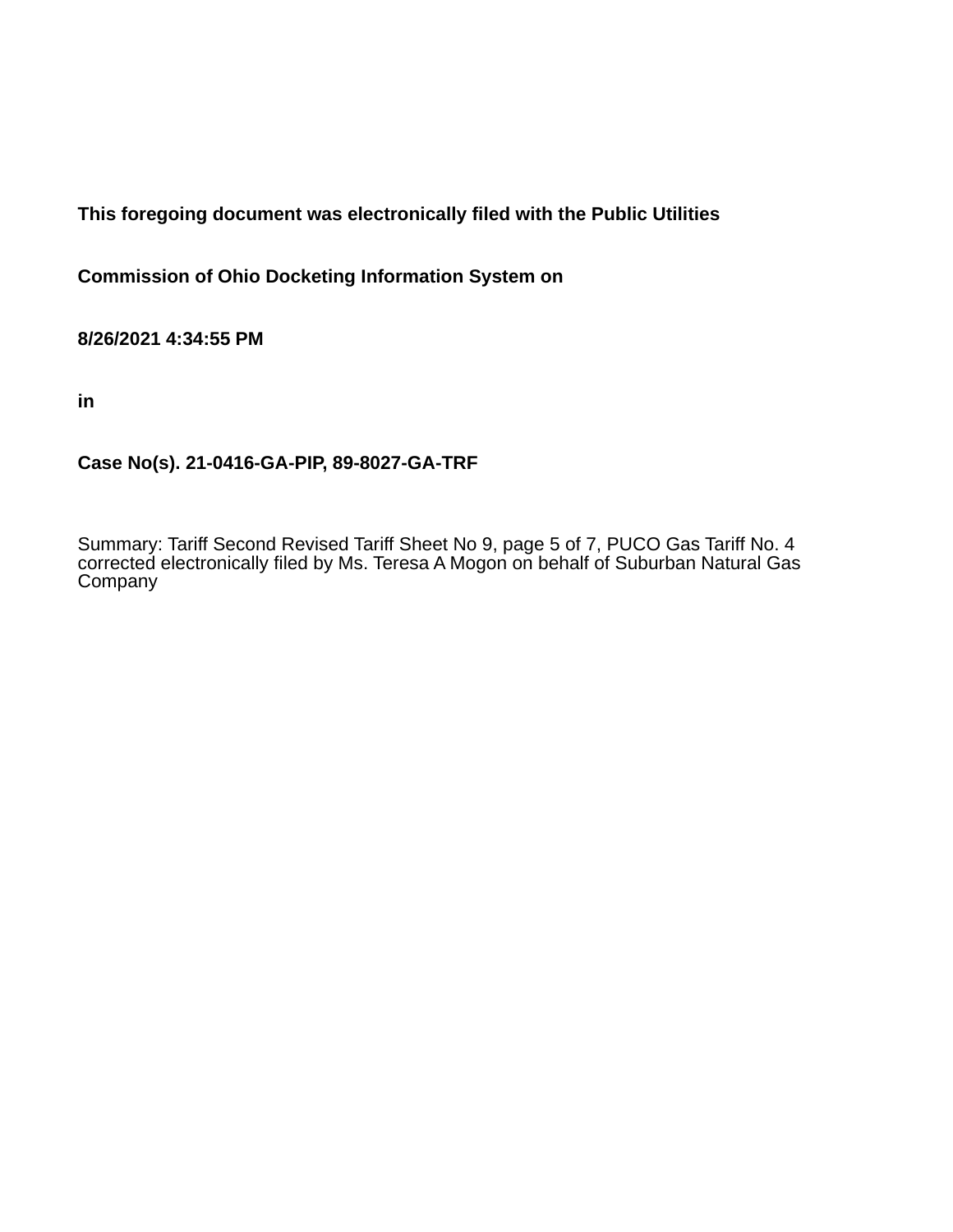**This foregoing document was electronically filed with the Public Utilities**

**Commission of Ohio Docketing Information System on**

**8/26/2021 4:34:55 PM**

**in**

**Case No(s). 21-0416-GA-PIP, 89-8027-GA-TRF**

Summary: Tariff Second Revised Tariff Sheet No 9, page 5 of 7, PUCO Gas Tariff No. 4 corrected electronically filed by Ms. Teresa A Mogon on behalf of Suburban Natural Gas Company